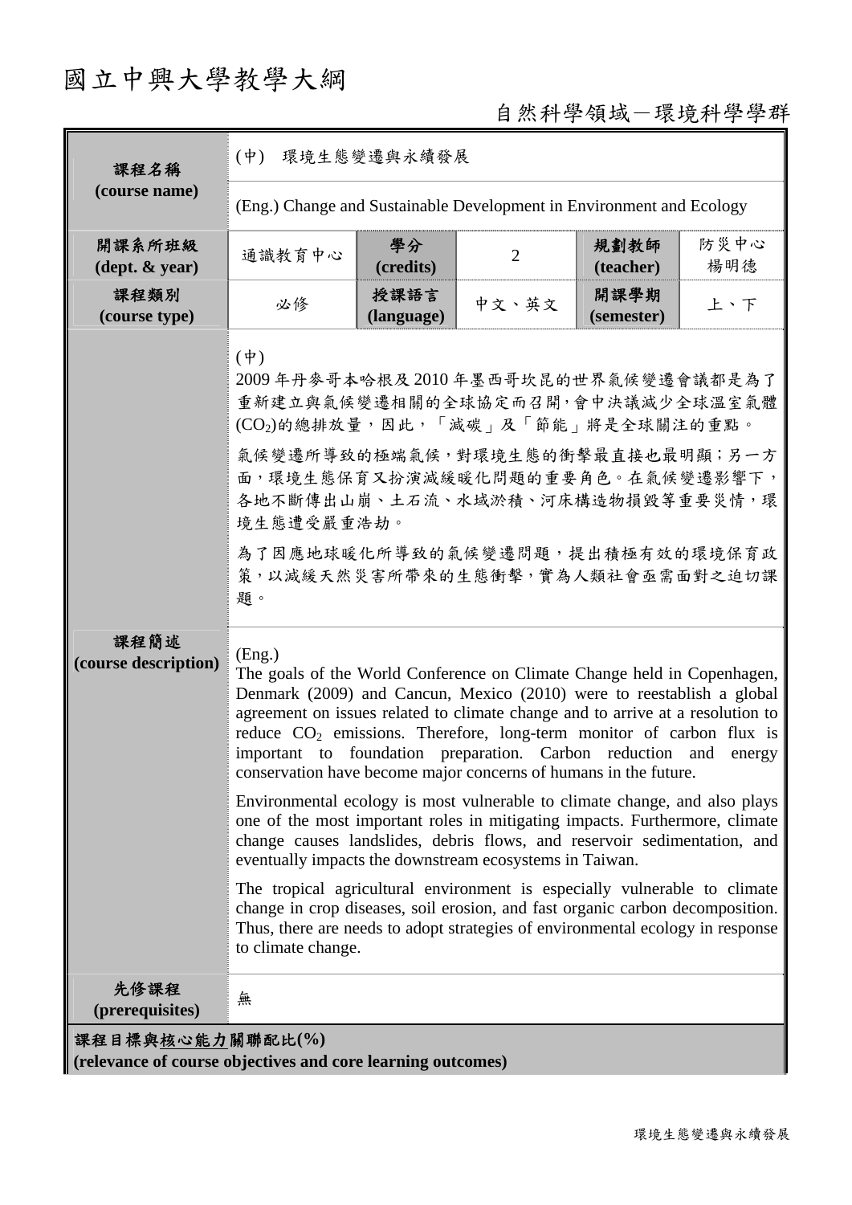# 國立中興大學教學大綱

自然科學領域－環境科學學群

| 課程名稱 (course name) | (中) 環境生態變遷與永續發展 | | | | |
|---|---|---|---|---|---|
| | (Eng.) Change and Sustainable Development in Environment and Ecology | | | | |
| 開課系所班級 (dept. & year) | 通識教育中心 | 學分 (credits) | 2 | 規劃教師 (teacher) | 防災中心 楊明德 |
| 課程類別 (course type) | 必修 | 授課語言 (language) | 中文、英文 | 開課學期 (semester) | 上、下 |
| 課程簡述 (course description) | (中)<br>2009年丹麥哥本哈根及2010年墨西哥坎昆的世界氣候變遷會議都是為了重新建立與氣候變遷相關的全球協定而召開，會中決議減少全球溫室氣體($CO_2$)的總排放量，因此，「減碳」及「節能」將是全球關注的重點。<br>氣候變遷所導致的極端氣候，對環境生態的衝擊最直接也最明顯；另一方面，環境生態保育又扮演減緩暖化問題的重要角色。在氣候變遷影響下，各地不斷傳出山崩、土石流、水域淤積、河床構造物損毀等重要災情，環境生態遭受嚴重浩劫。<br>為了因應地球暖化所導致的氣候變遷問題，提出積極有效的環境保育政策，以減緩天然災害所帶來的生態衝擊，實為人類社會亟需面對之迫切課題。 | | | | |
| | (Eng.)<br>The goals of the World Conference on Climate Change held in Copenhagen, Denmark (2009) and Cancun, Mexico (2010) were to reestablish a global agreement on issues related to climate change and to arrive at a resolution to reduce $CO_2$ emissions. Therefore, long-term monitor of carbon flux is important to foundation preparation. Carbon reduction and energy conservation have become major concerns of humans in the future.<br>Environmental ecology is most vulnerable to climate change, and also plays one of the most important roles in mitigating impacts. Furthermore, climate change causes landslides, debris flows, and reservoir sedimentation, and eventually impacts the downstream ecosystems in Taiwan.<br>The tropical agricultural environment is especially vulnerable to climate change in crop diseases, soil erosion, and fast organic carbon decomposition. Thus, there are needs to adopt strategies of environmental ecology in response to climate change. | | | | |
| 先修課程 (prerequisites) | 無 | | | | |

**課程目標與核心能力關聯配比(%)**
**(relevance of course objectives and core learning outcomes)**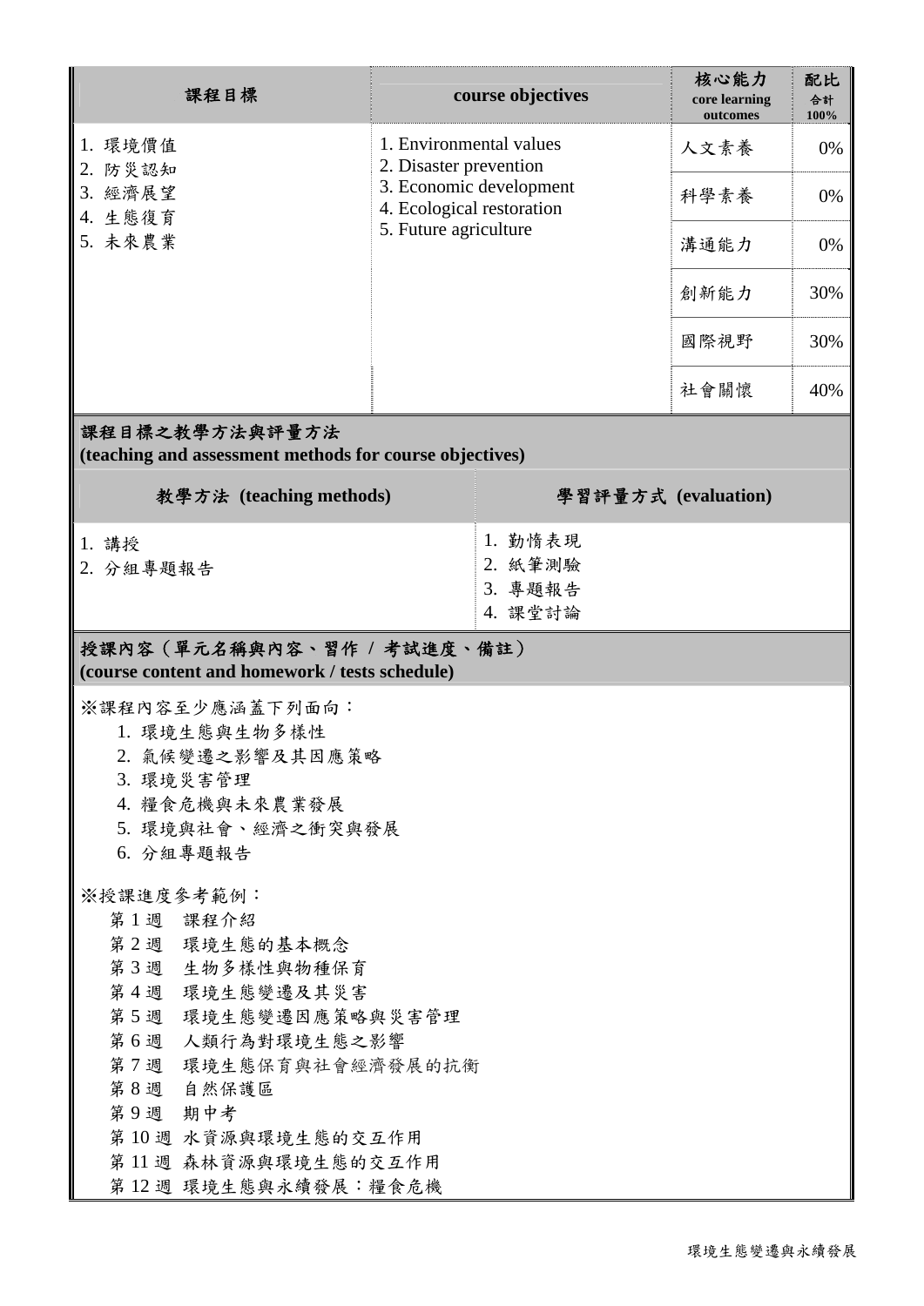| 課程目標 | course objectives | 核心能力 core learning outcomes | 配比 合計 100% |
|---|---|---|---|
| 1. 環境價值<br>2. 防災認知<br>3. 經濟展望<br>4. 生態復育<br>5. 未來農業 | 1. Environmental values<br>2. Disaster prevention<br>3. Economic development<br>4. Ecological restoration<br>5. Future agriculture | 人文素養 | 0% |
| | | 科學素養 | 0% |
| | | 溝通能力 | 0% |
| | | 創新能力 | 30% |
| | | 國際視野 | 30% |
| | | 社會關懷 | 40% |

## 課程目標之教學方法與評量方法
**(teaching and assessment methods for course objectives)**

| 教學方法 (teaching methods) | 學習評量方式 (evaluation) |
|---|---|
| 1. 講授<br>2. 分組專題報告 | 1. 勤惰表現<br>2. 紙筆測驗<br>3. 專題報告<br>4. 課堂討論 |

## 授課內容（單元名稱與內容、習作 / 考試進度、備註）
**(course content and homework / tests schedule)**

※課程內容至少應涵蓋下列面向：

1. 環境生態與生物多樣性
2. 氣候變遷之影響及其因應策略
3. 環境災害管理
4. 糧食危機與未來農業發展
5. 環境與社會、經濟之衝突與發展
6. 分組專題報告

※授課進度參考範例：

第 1 週　課程介紹
第 2 週　環境生態的基本概念
第 3 週　生物多樣性與物種保育
第 4 週　環境生態變遷及其災害
第 5 週　環境生態變遷因應策略與災害管理
第 6 週　人類行為對環境生態之影響
第 7 週　環境生態保育與社會經濟發展的抗衡
第 8 週　自然保護區
第 9 週　期中考
第 10 週 水資源與環境生態的交互作用
第 11 週 森林資源與環境生態的交互作用
第 12 週 環境生態與永續發展：糧食危機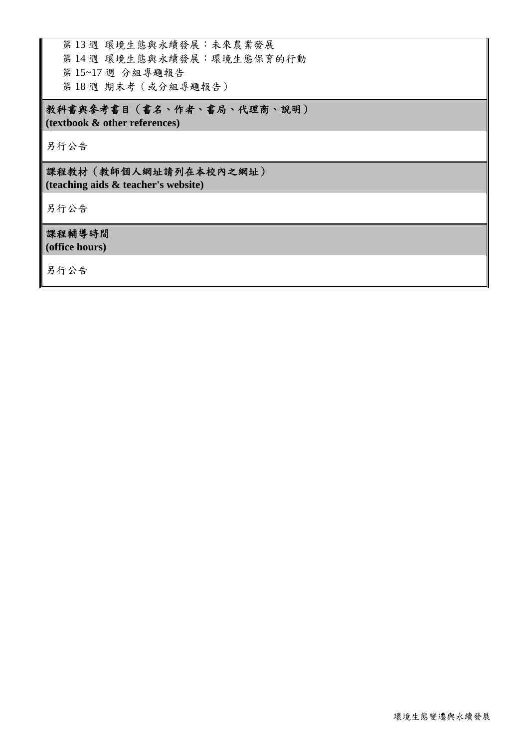第 13 週 環境生態與永續發展：未來農業發展
第 14 週 環境生態與永續發展：環境生態保育的行動
第 15~17 週 分組專題報告
第 18 週 期末考（或分組專題報告）

**教科書與參考書目（書名、作者、書局、代理商、說明）**
**(textbook & other references)**

另行公告

**課程教材（教師個人網址請列在本校內之網址）**
**(teaching aids & teacher's website)**

另行公告

**課程輔導時間**
**(office hours)**

另行公告